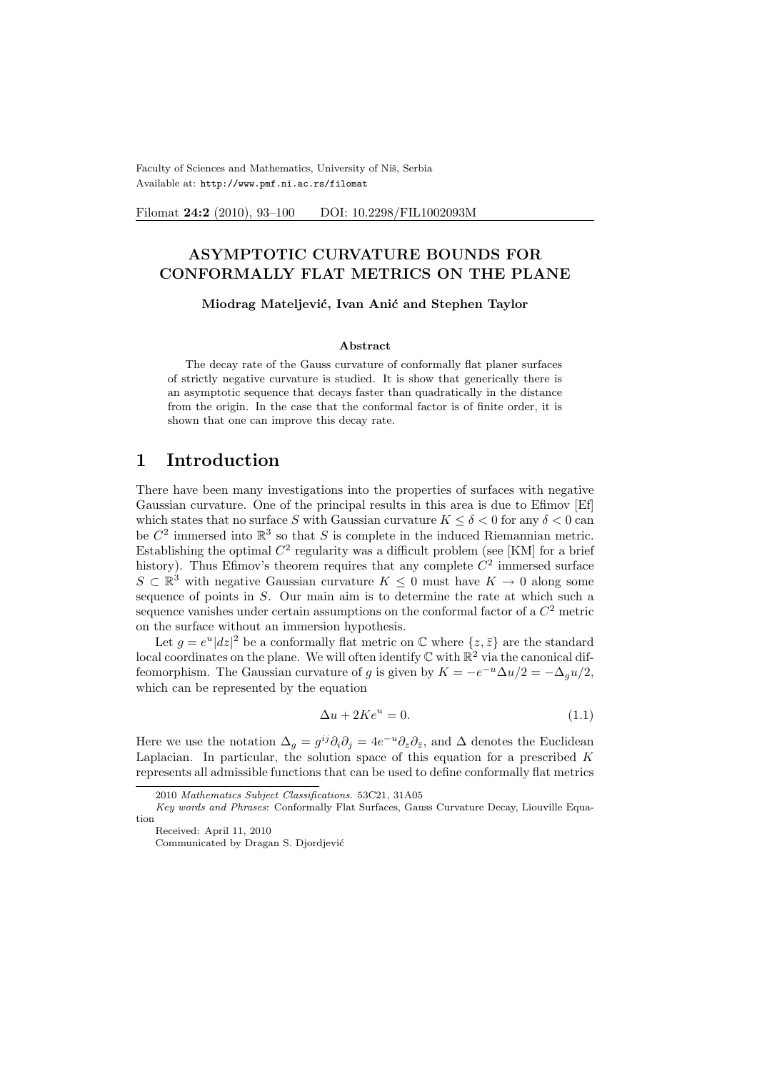# ASYMPTOTIC CURVATURE BOUNDS FOR CONFORMALLY FLAT METRICS ON THE PLANE

**Miodrag Mateljević, Ivan Anić and Stephen Taylor**

### Abstract

The decay rate of the Gauss curvature of conformally flat planer surfaces of strictly negative curvature is studied. It is show that generically there is an asymptotic sequence that decays faster than quadratically in the distance from the origin. In the case that the conformal factor is of finite order, it is shown that one can improve this decay rate.

## 1 Introduction

There have been many investigations into the properties of surfaces with negative Gaussian curvature. One of the principal results in this area is due to Efimov [Ef] which states that no surface $S$ with Gaussian curvature $K \leq \delta < 0$ for any $\delta < 0$ can be $C^2$ immersed into $\mathbb{R}^3$ so that $S$ is complete in the induced Riemannian metric. Establishing the optimal $C^2$ regularity was a difficult problem (see [KM] for a brief history). Thus Efimov's theorem requires that any complete $C^2$ immersed surface $S \subset \mathbb{R}^3$ with negative Gaussian curvature $K \leq 0$ must have $K \to 0$ along some sequence of points in $S$. Our main aim is to determine the rate at which such a sequence vanishes under certain assumptions on the conformal factor of a $C^2$ metric on the surface without an immersion hypothesis.

Let $g = e^u|dz|^2$ be a conformally flat metric on $\mathbb{C}$ where $\{z, \bar{z}\}$ are the standard local coordinates on the plane. We will often identify $\mathbb{C}$ with $\mathbb{R}^2$ via the canonical diffeomorphism. The Gaussian curvature of $g$ is given by $K = -e^{-u}\Delta u/2 = -\Delta_g u/2$, which can be represented by the equation

$$\Delta u + 2Ke^u = 0. \tag{1.1}$$

Here we use the notation $\Delta_g = g^{ij}\partial_i\partial_j = 4e^{-u}\partial_z\partial_{\bar{z}}$, and $\Delta$ denotes the Euclidean Laplacian. In particular, the solution space of this equation for a prescribed $K$ represents all admissible functions that can be used to define conformally flat metrics

---

2010 *Mathematics Subject Classifications*. 53C21, 31A05

*Key words and Phrases*: Conformally Flat Surfaces, Gauss Curvature Decay, Liouville Equation

Received: April 11, 2010

Communicated by Dragan S. Djordjević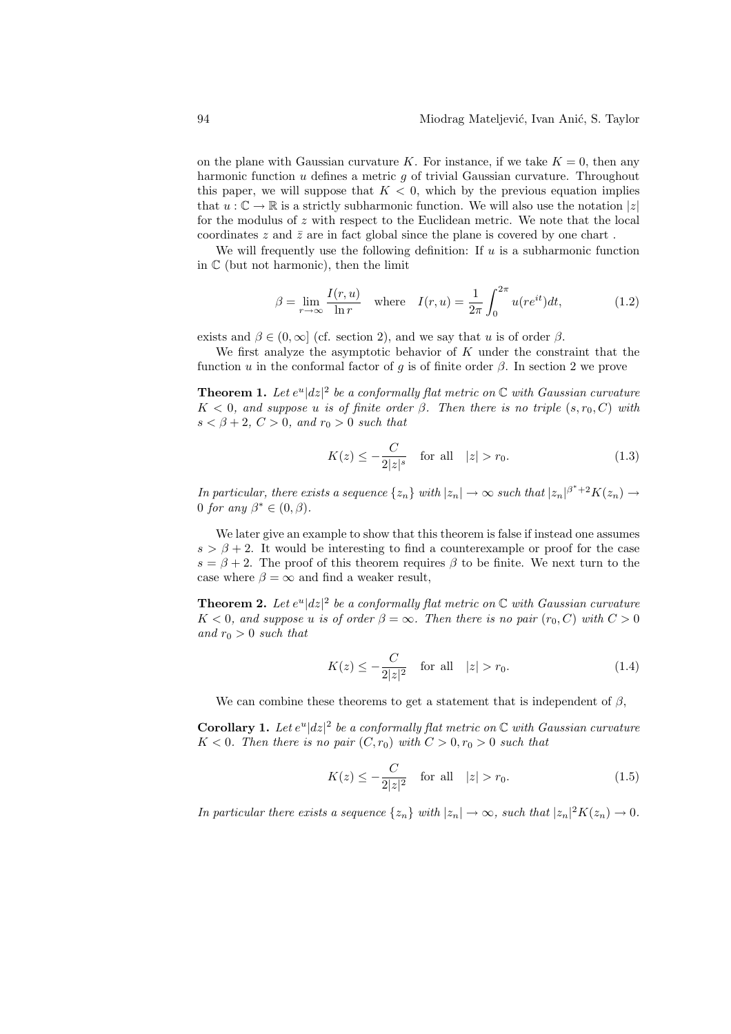on the plane with Gaussian curvature $K$. For instance, if we take $K = 0$, then any harmonic function $u$ defines a metric $g$ of trivial Gaussian curvature. Throughout this paper, we will suppose that $K < 0$, which by the previous equation implies that $u : \mathbb{C} \to \mathbb{R}$ is a strictly subharmonic function. We will also use the notation $|z|$ for the modulus of $z$ with respect to the Euclidean metric. We note that the local coordinates $z$ and $\bar{z}$ are in fact global since the plane is covered by one chart .

We will frequently use the following definition: If $u$ is a subharmonic function in $\mathbb{C}$ (but not harmonic), then the limit

$$\beta = \lim_{r\to\infty} \frac{I(r,u)}{\ln r} \quad \text{where} \quad I(r,u) = \frac{1}{2\pi}\int_0^{2\pi} u(re^{it})dt, \tag{1.2}$$

exists and $\beta \in (0, \infty]$ (cf. section 2), and we say that $u$ is of order $\beta$.

We first analyze the asymptotic behavior of $K$ under the constraint that the function $u$ in the conformal factor of $g$ is of finite order $\beta$. In section 2 we prove

**Theorem 1.** *Let $e^u|dz|^2$ be a conformally flat metric on $\mathbb{C}$ with Gaussian curvature $K < 0$, and suppose $u$ is of finite order $\beta$. Then there is no triple $(s, r_0, C)$ with $s < \beta + 2$, $C > 0$, and $r_0 > 0$ such that*

$$K(z) \leq -\frac{C}{2|z|^s} \quad \text{for all} \quad |z| > r_0. \tag{1.3}$$

*In particular, there exists a sequence $\{z_n\}$ with $|z_n| \to \infty$ such that $|z_n|^{\beta^*+2}K(z_n) \to 0$ for any $\beta^* \in (0, \beta)$.*

We later give an example to show that this theorem is false if instead one assumes $s > \beta + 2$. It would be interesting to find a counterexample or proof for the case $s = \beta + 2$. The proof of this theorem requires $\beta$ to be finite. We next turn to the case where $\beta = \infty$ and find a weaker result,

**Theorem 2.** *Let $e^u|dz|^2$ be a conformally flat metric on $\mathbb{C}$ with Gaussian curvature $K < 0$, and suppose $u$ is of order $\beta = \infty$. Then there is no pair $(r_0, C)$ with $C > 0$ and $r_0 > 0$ such that*

$$K(z) \leq -\frac{C}{2|z|^2} \quad \text{for all} \quad |z| > r_0. \tag{1.4}$$

We can combine these theorems to get a statement that is independent of $\beta$,

**Corollary 1.** *Let $e^u|dz|^2$ be a conformally flat metric on $\mathbb{C}$ with Gaussian curvature $K < 0$. Then there is no pair $(C, r_0)$ with $C > 0, r_0 > 0$ such that*

$$K(z) \leq -\frac{C}{2|z|^2} \quad \text{for all} \quad |z| > r_0. \tag{1.5}$$

*In particular there exists a sequence $\{z_n\}$ with $|z_n| \to \infty$, such that $|z_n|^2 K(z_n) \to 0$.*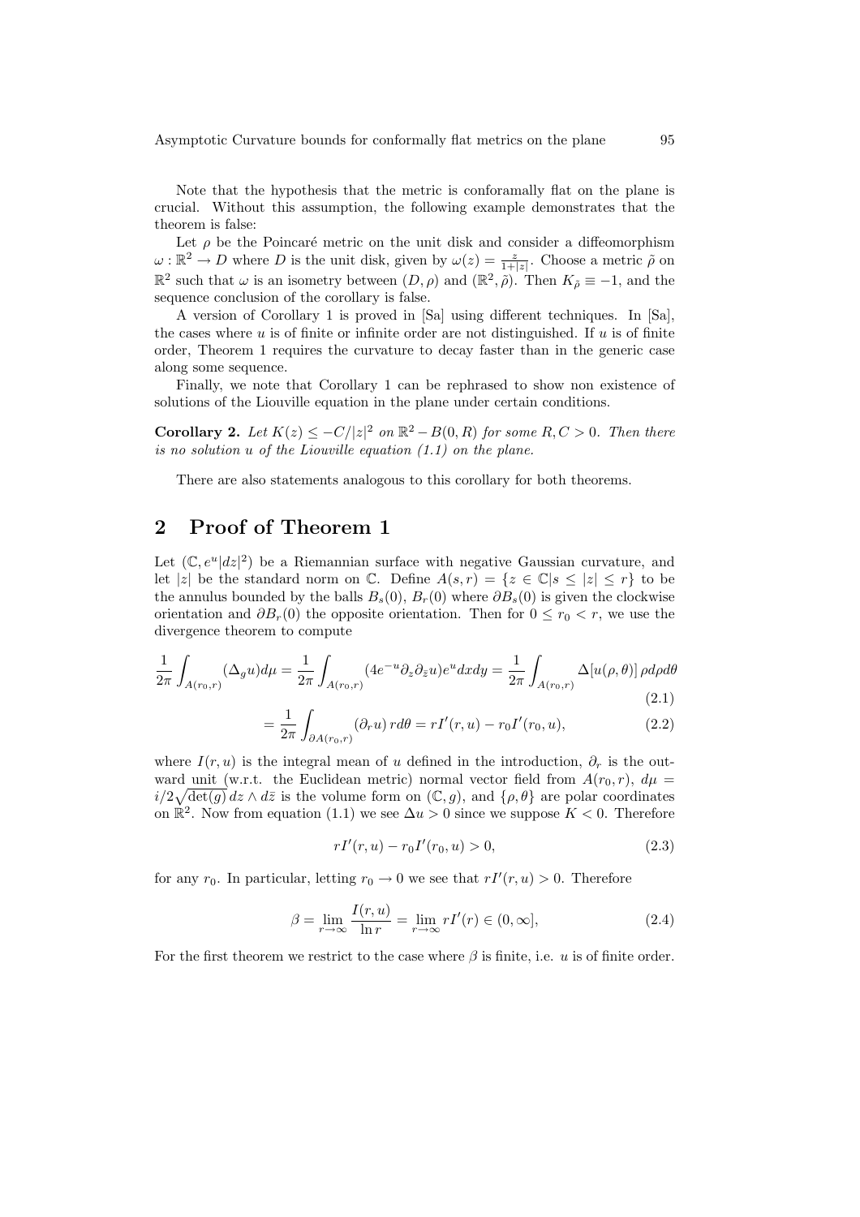Note that the hypothesis that the metric is conforamally flat on the plane is crucial. Without this assumption, the following example demonstrates that the theorem is false:

Let $\rho$ be the Poincaré metric on the unit disk and consider a diffeomorphism $\omega : \mathbb{R}^2 \to D$ where $D$ is the unit disk, given by $\omega(z) = \frac{z}{1+|z|}$. Choose a metric $\tilde{\rho}$ on $\mathbb{R}^2$ such that $\omega$ is an isometry between $(D, \rho)$ and $(\mathbb{R}^2, \tilde{\rho})$. Then $K_{\tilde{\rho}} \equiv -1$, and the sequence conclusion of the corollary is false.

A version of Corollary 1 is proved in [Sa] using different techniques. In [Sa], the cases where $u$ is of finite or infinite order are not distinguished. If $u$ is of finite order, Theorem 1 requires the curvature to decay faster than in the generic case along some sequence.

Finally, we note that Corollary 1 can be rephrased to show non existence of solutions of the Liouville equation in the plane under certain conditions.

**Corollary 2.** *Let $K(z) \leq -C/|z|^2$ on $\mathbb{R}^2 - B(0,R)$ for some $R, C > 0$. Then there is no solution $u$ of the Liouville equation (1.1) on the plane.*

There are also statements analogous to this corollary for both theorems.

## 2 Proof of Theorem 1

Let $(\mathbb{C}, e^u|dz|^2)$ be a Riemannian surface with negative Gaussian curvature, and let $|z|$ be the standard norm on $\mathbb{C}$. Define $A(s,r) = \{z \in \mathbb{C} | s \leq |z| \leq r\}$ to be the annulus bounded by the balls $B_s(0)$, $B_r(0)$ where $\partial B_s(0)$ is given the clockwise orientation and $\partial B_r(0)$ the opposite orientation. Then for $0 \leq r_0 < r$, we use the divergence theorem to compute

$$\frac{1}{2\pi}\int_{A(r_0,r)}(\Delta_g u)d\mu = \frac{1}{2\pi}\int_{A(r_0,r)}(4e^{-u}\partial_z\partial_{\bar{z}}u)e^u dxdy = \frac{1}{2\pi}\int_{A(r_0,r)}\Delta[u(\rho,\theta)]\,\rho d\rho d\theta \tag{2.1}$$

$$= \frac{1}{2\pi}\int_{\partial A(r_0,r)}(\partial_r u)\,r d\theta = rI'(r,u) - r_0 I'(r_0,u), \tag{2.2}$$

where $I(r,u)$ is the integral mean of $u$ defined in the introduction, $\partial_r$ is the outward unit (w.r.t. the Euclidean metric) normal vector field from $A(r_0,r)$, $d\mu = i/2\sqrt{\det(g)}\,dz \wedge d\bar{z}$ is the volume form on $(\mathbb{C}, g)$, and $\{\rho, \theta\}$ are polar coordinates on $\mathbb{R}^2$. Now from equation (1.1) we see $\Delta u > 0$ since we suppose $K < 0$. Therefore

$$rI'(r,u) - r_0 I'(r_0,u) > 0, \tag{2.3}$$

for any $r_0$. In particular, letting $r_0 \to 0$ we see that $rI'(r,u) > 0$. Therefore

$$\beta = \lim_{r\to\infty}\frac{I(r,u)}{\ln r} = \lim_{r\to\infty} rI'(r) \in (0, \infty], \tag{2.4}$$

For the first theorem we restrict to the case where $\beta$ is finite, i.e. $u$ is of finite order.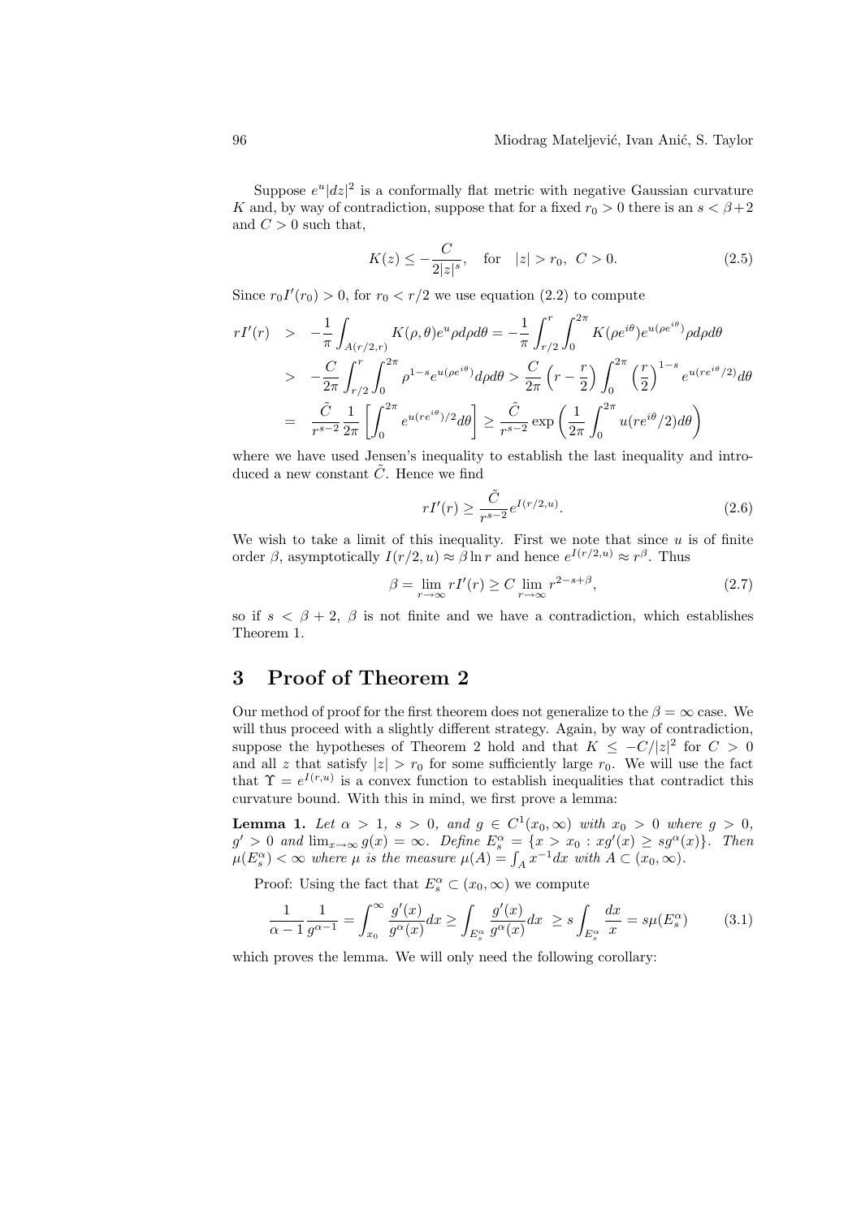Suppose $e^u|dz|^2$ is a conformally flat metric with negative Gaussian curvature $K$ and, by way of contradiction, suppose that for a fixed $r_0 > 0$ there is an $s < \beta+2$ and $C > 0$ such that,

$$K(z) \leq -\frac{C}{2|z|^s}, \quad \text{for} \quad |z| > r_0,\ C > 0. \tag{2.5}$$

Since $r_0 I'(r_0) > 0$, for $r_0 < r/2$ we use equation (2.2) to compute

$$\begin{aligned}
rI'(r) &> -\frac{1}{\pi}\int_{A(r/2,r)} K(\rho,\theta)e^u \rho d\rho d\theta = -\frac{1}{\pi}\int_{r/2}^{r}\int_0^{2\pi} K(\rho e^{i\theta})e^{u(\rho e^{i\theta})}\rho d\rho d\theta \\
&> -\frac{C}{2\pi}\int_{r/2}^{r}\int_0^{2\pi} \rho^{1-s}e^{u(\rho e^{i\theta})} d\rho d\theta > \frac{C}{2\pi}\left(r-\frac{r}{2}\right)\int_0^{2\pi}\left(\frac{r}{2}\right)^{1-s} e^{u(re^{i\theta}/2)}d\theta \\
&= \frac{\tilde{C}}{r^{s-2}}\frac{1}{2\pi}\left[\int_0^{2\pi} e^{u(re^{i\theta})/2}d\theta\right] \geq \frac{\tilde{C}}{r^{s-2}}\exp\left(\frac{1}{2\pi}\int_0^{2\pi} u(re^{i\theta}/2)d\theta\right)
\end{aligned}$$

where we have used Jensen's inequality to establish the last inequality and introduced a new constant $\tilde{C}$. Hence we find

$$rI'(r) \geq \frac{\tilde{C}}{r^{s-2}}e^{I(r/2,u)}. \tag{2.6}$$

We wish to take a limit of this inequality. First we note that since $u$ is of finite order $\beta$, asymptotically $I(r/2,u) \approx \beta \ln r$ and hence $e^{I(r/2,u)} \approx r^\beta$. Thus

$$\beta = \lim_{r\to\infty} rI'(r) \geq C \lim_{r\to\infty} r^{2-s+\beta}, \tag{2.7}$$

so if $s < \beta + 2$, $\beta$ is not finite and we have a contradiction, which establishes Theorem 1.

## 3 Proof of Theorem 2

Our method of proof for the first theorem does not generalize to the $\beta = \infty$ case. We will thus proceed with a slightly different strategy. Again, by way of contradiction, suppose the hypotheses of Theorem 2 hold and that $K \leq -C/|z|^2$ for $C > 0$ and all $z$ that satisfy $|z| > r_0$ for some sufficiently large $r_0$. We will use the fact that $\Upsilon = e^{I(r,u)}$ is a convex function to establish inequalities that contradict this curvature bound. With this in mind, we first prove a lemma:

**Lemma 1.** *Let $\alpha > 1$, $s > 0$, and $g \in C^1(x_0,\infty)$ with $x_0 > 0$ where $g > 0$, $g' > 0$ and $\lim_{x\to\infty} g(x) = \infty$. Define $E_s^\alpha = \{x > x_0 : xg'(x) \geq sg^\alpha(x)\}$. Then $\mu(E_s^\alpha) < \infty$ where $\mu$ is the measure $\mu(A) = \int_A x^{-1}dx$ with $A \subset (x_0,\infty)$.*

Proof: Using the fact that $E_s^\alpha \subset (x_0,\infty)$ we compute

$$\frac{1}{\alpha-1}\frac{1}{g^{\alpha-1}} = \int_{x_0}^{\infty}\frac{g'(x)}{g^\alpha(x)}dx \geq \int_{E_s^\alpha}\frac{g'(x)}{g^\alpha(x)}dx \ \geq s\int_{E_s^\alpha}\frac{dx}{x} = s\mu(E_s^\alpha) \tag{3.1}$$

which proves the lemma. We will only need the following corollary: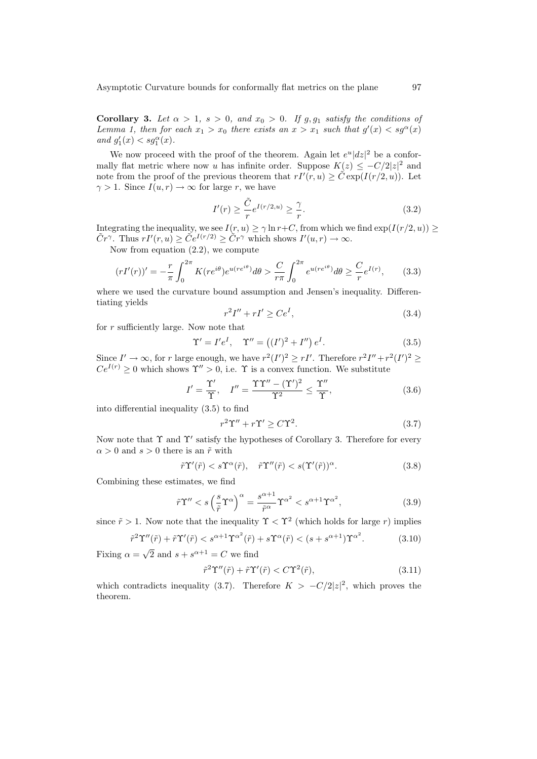**Corollary 3.** *Let $\alpha > 1$, $s > 0$, and $x_0 > 0$. If $g, g_1$ satisfy the conditions of Lemma 1, then for each $x_1 > x_0$ there exists an $x > x_1$ such that $g'(x) < sg^\alpha(x)$ and $g_1'(x) < sg_1^\alpha(x)$.*

We now proceed with the proof of the theorem. Again let $e^u|dz|^2$ be a conformally flat metric where now $u$ has infinite order. Suppose $K(z) \leq -C/2|z|^2$ and note from the proof of the previous theorem that $rI'(r,u) \geq \tilde{C}\exp(I(r/2,u))$. Let $\gamma > 1$. Since $I(u,r) \to \infty$ for large $r$, we have

$$I'(r) \geq \frac{\tilde{C}}{r} e^{I(r/2,u)} \geq \frac{\gamma}{r}. \tag{3.2}$$

Integrating the inequality, we see $I(r,u) \geq \gamma \ln r + C$, from which we find $\exp(I(r/2,u)) \geq \tilde{C}r^\gamma$. Thus $rI'(r,u) \geq \tilde{C}e^{I(r/2)} \geq \tilde{C}r^\gamma$ which shows $I'(u,r) \to \infty$.

Now from equation (2.2), we compute

$$(rI'(r))' = -\frac{r}{\pi}\int_0^{2\pi} K(re^{i\theta})e^{u(re^{i\theta})}d\theta > \frac{C}{r\pi}\int_0^{2\pi} e^{u(re^{i\theta})}d\theta \geq \frac{C}{r}e^{I(r)}, \tag{3.3}$$

where we used the curvature bound assumption and Jensen's inequality. Differentiating yields

$$r^2 I'' + rI' \geq Ce^I, \tag{3.4}$$

for $r$ sufficiently large. Now note that

$$\Upsilon' = I'e^I, \quad \Upsilon'' = \left((I')^2 + I''\right)e^I. \tag{3.5}$$

Since $I' \to \infty$, for $r$ large enough, we have $r^2(I')^2 \geq rI'$. Therefore $r^2I'' + r^2(I')^2 \geq Ce^{I(r)} \geq 0$ which shows $\Upsilon'' > 0$, i.e. $\Upsilon$ is a convex function. We substitute

$$I' = \frac{\Upsilon'}{\Upsilon}, \quad I'' = \frac{\Upsilon\Upsilon'' - (\Upsilon')^2}{\Upsilon^2} \leq \frac{\Upsilon''}{\Upsilon}, \tag{3.6}$$

into differential inequality (3.5) to find

$$r^2\Upsilon'' + r\Upsilon' \geq C\Upsilon^2. \tag{3.7}$$

Now note that $\Upsilon$ and $\Upsilon'$ satisfy the hypotheses of Corollary 3. Therefore for every $\alpha > 0$ and $s > 0$ there is an $\tilde{r}$ with

$$\tilde{r}\Upsilon'(\tilde{r}) < s\Upsilon^\alpha(\tilde{r}), \quad \tilde{r}\Upsilon''(\tilde{r}) < s(\Upsilon'(\tilde{r}))^\alpha. \tag{3.8}$$

Combining these estimates, we find

$$\tilde{r}\Upsilon'' < s\left(\frac{s}{\tilde{r}}\Upsilon^\alpha\right)^\alpha = \frac{s^{\alpha+1}}{\tilde{r}^\alpha}\Upsilon^{\alpha^2} < s^{\alpha+1}\Upsilon^{\alpha^2}, \tag{3.9}$$

since $\tilde{r} > 1$. Now note that the inequality $\Upsilon < \Upsilon^2$ (which holds for large $r$) implies

$$\tilde{r}^2\Upsilon''(\tilde{r}) + \tilde{r}\Upsilon'(\tilde{r}) < s^{\alpha+1}\Upsilon^{\alpha^2}(\tilde{r}) + s\Upsilon^\alpha(\tilde{r}) < (s + s^{\alpha+1})\Upsilon^{\alpha^2}. \tag{3.10}$$

Fixing $\alpha = \sqrt{2}$ and $s + s^{\alpha+1} = C$ we find

$$\tilde{r}^2\Upsilon''(\tilde{r}) + \tilde{r}\Upsilon'(\tilde{r}) < C\Upsilon^2(\tilde{r}), \tag{3.11}$$

which contradicts inequality (3.7). Therefore $K > -C/2|z|^2$, which proves the theorem.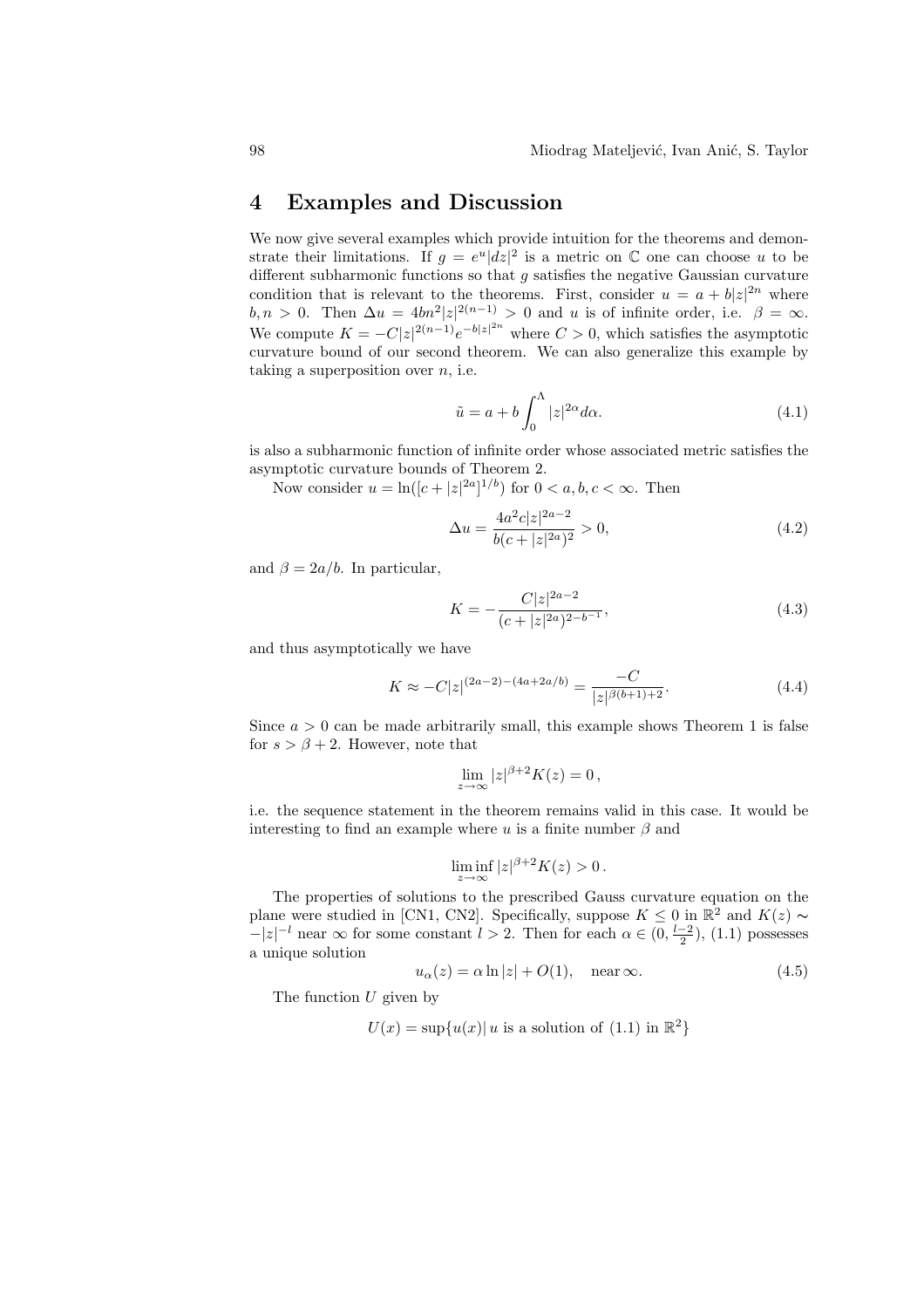## 4 Examples and Discussion

We now give several examples which provide intuition for the theorems and demonstrate their limitations. If $g = e^u|dz|^2$ is a metric on $\mathbb{C}$ one can choose $u$ to be different subharmonic functions so that $g$ satisfies the negative Gaussian curvature condition that is relevant to the theorems. First, consider $u = a + b|z|^{2n}$ where $b, n > 0$. Then $\Delta u = 4bn^2|z|^{2(n-1)} > 0$ and $u$ is of infinite order, i.e. $\beta = \infty$. We compute $K = -C|z|^{2(n-1)}e^{-b|z|^{2n}}$ where $C > 0$, which satisfies the asymptotic curvature bound of our second theorem. We can also generalize this example by taking a superposition over $n$, i.e.

$$\tilde{u} = a + b\int_0^\Lambda |z|^{2\alpha} d\alpha. \tag{4.1}$$

is also a subharmonic function of infinite order whose associated metric satisfies the asymptotic curvature bounds of Theorem 2.

Now consider $u = \ln([c + |z|^{2a}]^{1/b})$ for $0 < a, b, c < \infty$. Then

$$\Delta u = \frac{4a^2c|z|^{2a-2}}{b(c+|z|^{2a})^2} > 0, \tag{4.2}$$

and $\beta = 2a/b$. In particular,

$$K = -\frac{C|z|^{2a-2}}{(c+|z|^{2a})^{2-b^{-1}}}, \tag{4.3}$$

and thus asymptotically we have

$$K \approx -C|z|^{(2a-2)-(4a+2a/b)} = \frac{-C}{|z|^{\beta(b+1)+2}}. \tag{4.4}$$

Since $a > 0$ can be made arbitrarily small, this example shows Theorem 1 is false for $s > \beta + 2$. However, note that

$$\lim_{z\to\infty} |z|^{\beta+2}K(z) = 0\,,$$

i.e. the sequence statement in the theorem remains valid in this case. It would be interesting to find an example where $u$ is a finite number $\beta$ and

$$\liminf_{z\to\infty} |z|^{\beta+2}K(z) > 0\,.$$

The properties of solutions to the prescribed Gauss curvature equation on the plane were studied in [CN1, CN2]. Specifically, suppose $K \le 0$ in $\mathbb{R}^2$ and $K(z) \sim -|z|^{-l}$ near $\infty$ for some constant $l > 2$. Then for each $\alpha \in (0, \frac{l-2}{2})$, (1.1) possesses a unique solution

$$u_\alpha(z) = \alpha \ln|z| + O(1), \quad \text{near}\, \infty. \tag{4.5}$$

The function $U$ given by

$$U(x) = \sup\{u(x)|\, u \text{ is a solution of (1.1) in } \mathbb{R}^2\}$$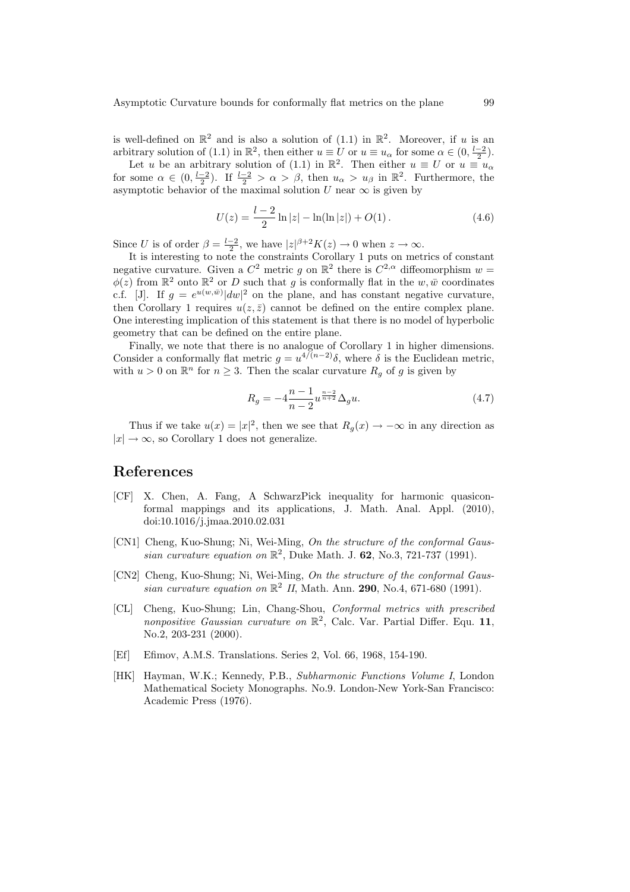is well-defined on $\mathbb{R}^2$ and is also a solution of (1.1) in $\mathbb{R}^2$. Moreover, if $u$ is an arbitrary solution of (1.1) in $\mathbb{R}^2$, then either $u \equiv U$ or $u \equiv u_\alpha$ for some $\alpha \in (0, \frac{l-2}{2})$.

Let $u$ be an arbitrary solution of (1.1) in $\mathbb{R}^2$. Then either $u \equiv U$ or $u \equiv u_\alpha$ for some $\alpha \in (0, \frac{l-2}{2})$. If $\frac{l-2}{2} > \alpha > \beta$, then $u_\alpha > u_\beta$ in $\mathbb{R}^2$. Furthermore, the asymptotic behavior of the maximal solution $U$ near $\infty$ is given by

$$U(z) = \frac{l-2}{2} \ln |z| - \ln(\ln |z|) + O(1) \, . \tag{4.6}$$

Since $U$ is of order $\beta = \frac{l-2}{2}$, we have $|z|^{\beta+2} K(z) \to 0$ when $z \to \infty$.

It is interesting to note the constraints Corollary 1 puts on metrics of constant negative curvature. Given a $C^2$ metric $g$ on $\mathbb{R}^2$ there is $C^{2,\alpha}$ diffeomorphism $w = \phi(z)$ from $\mathbb{R}^2$ onto $\mathbb{R}^2$ or $D$ such that $g$ is conformally flat in the $w, \bar{w}$ coordinates c.f. [J]. If $g = e^{u(w,\bar{w})}|dw|^2$ on the plane, and has constant negative curvature, then Corollary 1 requires $u(z, \bar{z})$ cannot be defined on the entire complex plane. One interesting implication of this statement is that there is no model of hyperbolic geometry that can be defined on the entire plane.

Finally, we note that there is no analogue of Corollary 1 in higher dimensions. Consider a conformally flat metric $g = u^{4/(n-2)}\delta$, where $\delta$ is the Euclidean metric, with $u > 0$ on $\mathbb{R}^n$ for $n \geq 3$. Then the scalar curvature $R_g$ of $g$ is given by

$$R_g = -4\frac{n-1}{n-2} u^{\frac{n-2}{n+2}} \Delta_g u. \tag{4.7}$$

Thus if we take $u(x) = |x|^2$, then we see that $R_g(x) \to -\infty$ in any direction as $|x| \to \infty$, so Corollary 1 does not generalize.

# References

[CF] X. Chen, A. Fang, A SchwarzPick inequality for harmonic quasiconformal mappings and its applications, J. Math. Anal. Appl. (2010), doi:10.1016/j.jmaa.2010.02.031

[CN1] Cheng, Kuo-Shung; Ni, Wei-Ming, *On the structure of the conformal Gaussian curvature equation on* $\mathbb{R}^2$, Duke Math. J. **62**, No.3, 721-737 (1991).

[CN2] Cheng, Kuo-Shung; Ni, Wei-Ming, *On the structure of the conformal Gaussian curvature equation on* $\mathbb{R}^2$ *II*, Math. Ann. **290**, No.4, 671-680 (1991).

[CL] Cheng, Kuo-Shung; Lin, Chang-Shou, *Conformal metrics with prescribed nonpositive Gaussian curvature on* $\mathbb{R}^2$, Calc. Var. Partial Differ. Equ. **11**, No.2, 203-231 (2000).

[Ef] Efimov, A.M.S. Translations. Series 2, Vol. 66, 1968, 154-190.

[HK] Hayman, W.K.; Kennedy, P.B., *Subharmonic Functions Volume I*, London Mathematical Society Monographs. No.9. London-New York-San Francisco: Academic Press (1976).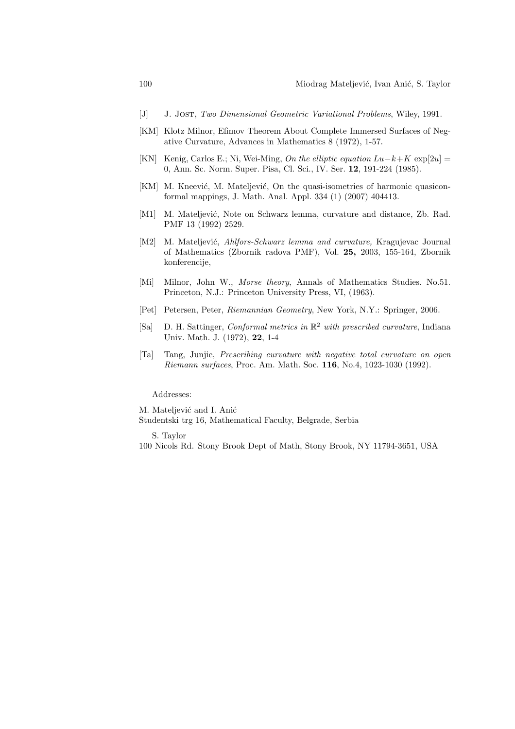[J] J. Jost, *Two Dimensional Geometric Variational Problems*, Wiley, 1991.

[KM] Klotz Milnor, Efimov Theorem About Complete Immersed Surfaces of Negative Curvature, Advances in Mathematics 8 (1972), 1-57.

[KN] Kenig, Carlos E.; Ni, Wei-Ming, *On the elliptic equation* $Lu - k + K \exp[2u] = 0$, Ann. Sc. Norm. Super. Pisa, Cl. Sci., IV. Ser. **12**, 191-224 (1985).

[KM] M. Kneević, M. Mateljević, On the quasi-isometries of harmonic quasiconformal mappings, J. Math. Anal. Appl. 334 (1) (2007) 404413.

[M1] M. Mateljević, Note on Schwarz lemma, curvature and distance, Zb. Rad. PMF 13 (1992) 2529.

[M2] M. Mateljević, *Ahlfors-Schwarz lemma and curvature,* Kragujevac Journal of Mathematics (Zbornik radova PMF), Vol. **25,** 2003, 155-164, Zbornik konferencije,

[Mi] Milnor, John W., *Morse theory*, Annals of Mathematics Studies. No.51. Princeton, N.J.: Princeton University Press, VI, (1963).

[Pet] Petersen, Peter, *Riemannian Geometry*, New York, N.Y.: Springer, 2006.

[Sa] D. H. Sattinger, *Conformal metrics in* $\mathbb{R}^2$ *with prescribed curvature*, Indiana Univ. Math. J. (1972), **22**, 1-4

[Ta] Tang, Junjie, *Prescribing curvature with negative total curvature on open Riemann surfaces*, Proc. Am. Math. Soc. **116**, No.4, 1023-1030 (1992).

Addresses:

M. Mateljević and I. Anić
Studentski trg 16, Mathematical Faculty, Belgrade, Serbia

S. Taylor
100 Nicols Rd. Stony Brook Dept of Math, Stony Brook, NY 11794-3651, USA